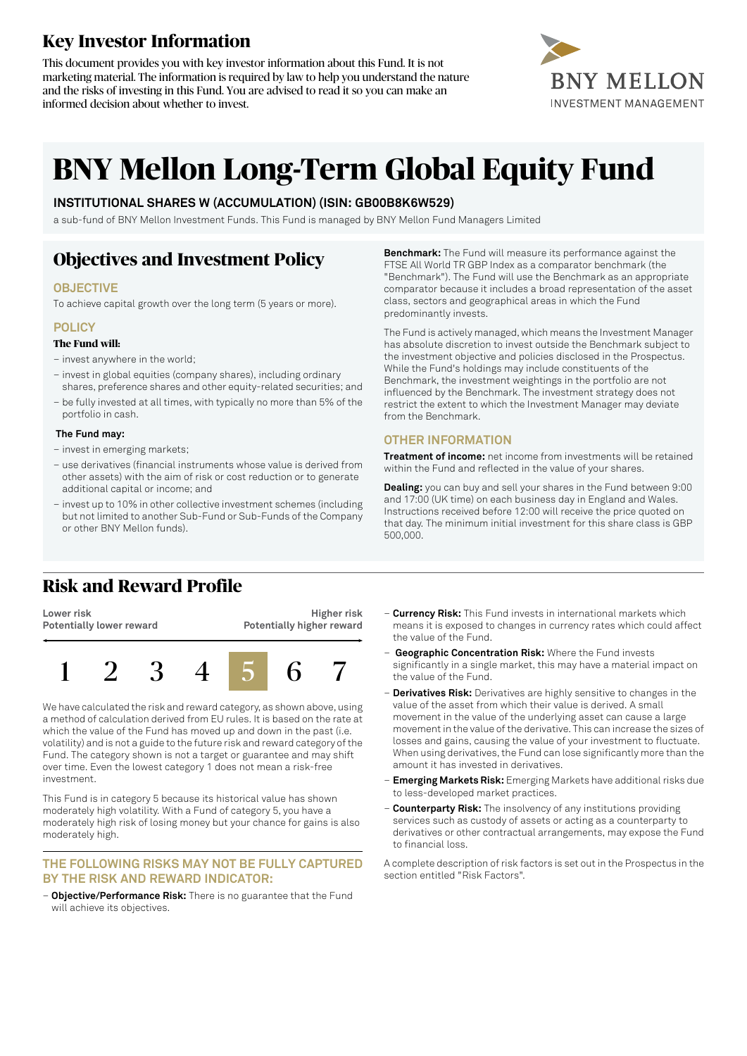# Key Investor Information

This document provides you with key investor information about this Fund. It is not marketing material. The information is required by law to help you understand the nature and the risks of investing in this Fund. You are advised to read it so you can make an informed decision about whether to invest.

BNY MELLON
INVESTMENT MANAGEMENT

# BNY Mellon Long-Term Global Equity Fund

**INSTITUTIONAL SHARES W (ACCUMULATION) (ISIN: GB00B8K6W529)**

a sub-fund of BNY Mellon Investment Funds. This Fund is managed by BNY Mellon Fund Managers Limited

## Objectives and Investment Policy

### OBJECTIVE

To achieve capital growth over the long term (5 years or more).

### POLICY

**The Fund will:**

- invest anywhere in the world;
- invest in global equities (company shares), including ordinary shares, preference shares and other equity-related securities; and
- be fully invested at all times, with typically no more than 5% of the portfolio in cash.

**The Fund may:**

- invest in emerging markets;
- use derivatives (financial instruments whose value is derived from other assets) with the aim of risk or cost reduction or to generate additional capital or income; and
- invest up to 10% in other collective investment schemes (including but not limited to another Sub-Fund or Sub-Funds of the Company or other BNY Mellon funds).

**Benchmark:** The Fund will measure its performance against the FTSE All World TR GBP Index as a comparator benchmark (the "Benchmark"). The Fund will use the Benchmark as an appropriate comparator because it includes a broad representation of the asset class, sectors and geographical areas in which the Fund predominantly invests.

The Fund is actively managed, which means the Investment Manager has absolute discretion to invest outside the Benchmark subject to the investment objective and policies disclosed in the Prospectus. While the Fund's holdings may include constituents of the Benchmark, the investment weightings in the portfolio are not influenced by the Benchmark. The investment strategy does not restrict the extent to which the Investment Manager may deviate from the Benchmark.

### OTHER INFORMATION

**Treatment of income:** net income from investments will be retained within the Fund and reflected in the value of your shares.

**Dealing:** you can buy and sell your shares in the Fund between 9:00 and 17:00 (UK time) on each business day in England and Wales. Instructions received before 12:00 will receive the price quoted on that day. The minimum initial investment for this share class is GBP 500,000.

## Risk and Reward Profile

Lower risk
Potentially lower reward

Higher risk
Potentially higher reward

1 2 3 4 **5** 6 7

We have calculated the risk and reward category, as shown above, using a method of calculation derived from EU rules. It is based on the rate at which the value of the Fund has moved up and down in the past (i.e. volatility) and is not a guide to the future risk and reward category of the Fund. The category shown is not a target or guarantee and may shift over time. Even the lowest category 1 does not mean a risk-free investment.

This Fund is in category 5 because its historical value has shown moderately high volatility. With a Fund of category 5, you have a moderately high risk of losing money but your chance for gains is also moderately high.

### THE FOLLOWING RISKS MAY NOT BE FULLY CAPTURED BY THE RISK AND REWARD INDICATOR:

- **Objective/Performance Risk:** There is no guarantee that the Fund will achieve its objectives.
- **Currency Risk:** This Fund invests in international markets which means it is exposed to changes in currency rates which could affect the value of the Fund.
- **Geographic Concentration Risk:** Where the Fund invests significantly in a single market, this may have a material impact on the value of the Fund.
- **Derivatives Risk:** Derivatives are highly sensitive to changes in the value of the asset from which their value is derived. A small movement in the value of the underlying asset can cause a large movement in the value of the derivative. This can increase the sizes of losses and gains, causing the value of your investment to fluctuate. When using derivatives, the Fund can lose significantly more than the amount it has invested in derivatives.
- **Emerging Markets Risk:** Emerging Markets have additional risks due to less-developed market practices.
- **Counterparty Risk:** The insolvency of any institutions providing services such as custody of assets or acting as a counterparty to derivatives or other contractual arrangements, may expose the Fund to financial loss.

A complete description of risk factors is set out in the Prospectus in the section entitled "Risk Factors".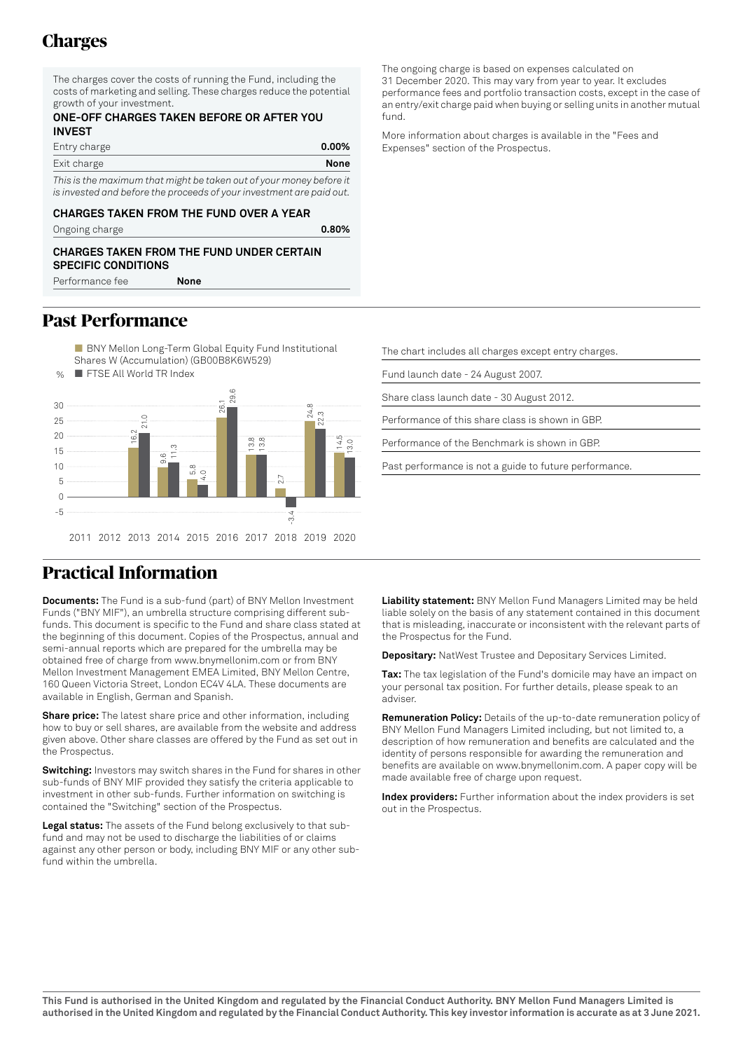## Charges

The charges cover the costs of running the Fund, including the costs of marketing and selling. These charges reduce the potential growth of your investment.

**ONE-OFF CHARGES TAKEN BEFORE OR AFTER YOU INVEST**

| | |
|---|---|
| Entry charge | **0.00%** |
| Exit charge | **None** |

*This is the maximum that might be taken out of your money before it is invested and before the proceeds of your investment are paid out.*

**CHARGES TAKEN FROM THE FUND OVER A YEAR**

| | |
|---|---|
| Ongoing charge | **0.80%** |

**CHARGES TAKEN FROM THE FUND UNDER CERTAIN SPECIFIC CONDITIONS**

| | |
|---|---|
| Performance fee | **None** |

The ongoing charge is based on expenses calculated on 31 December 2020. This may vary from year to year. It excludes performance fees and portfolio transaction costs, except in the case of an entry/exit charge paid when buying or selling units in another mutual fund.

More information about charges is available in the "Fees and Expenses" section of the Prospectus.

## Past Performance

BNY Mellon Long-Term Global Equity Fund Institutional Shares W (Accumulation) (GB00B8K6W529)

FTSE All World TR Index

%

30
25
20
15
10
5
0
-5

16.2 21.0
9.6 11.3
5.8 4.0
26.1 29.6
13.8 13.8
2.7 -3.4
24.8 22.3
14.5 13.0

2011 2012 2013 2014 2015 2016 2017 2018 2019 2020

The chart includes all charges except entry charges.

Fund launch date - 24 August 2007.

Share class launch date - 30 August 2012.

Performance of this share class is shown in GBP.

Performance of the Benchmark is shown in GBP.

Past performance is not a guide to future performance.

## Practical Information

**Documents:** The Fund is a sub-fund (part) of BNY Mellon Investment Funds ("BNY MIF"), an umbrella structure comprising different sub-funds. This document is specific to the Fund and share class stated at the beginning of this document. Copies of the Prospectus, annual and semi-annual reports which are prepared for the umbrella may be obtained free of charge from www.bnymellonim.com or from BNY Mellon Investment Management EMEA Limited, BNY Mellon Centre, 160 Queen Victoria Street, London EC4V 4LA. These documents are available in English, German and Spanish.

**Share price:** The latest share price and other information, including how to buy or sell shares, are available from the website and address given above. Other share classes are offered by the Fund as set out in the Prospectus.

**Switching:** Investors may switch shares in the Fund for shares in other sub-funds of BNY MIF provided they satisfy the criteria applicable to investment in other sub-funds. Further information on switching is contained the "Switching" section of the Prospectus.

**Legal status:** The assets of the Fund belong exclusively to that sub-fund and may not be used to discharge the liabilities of or claims against any other person or body, including BNY MIF or any other sub-fund within the umbrella.

**Liability statement:** BNY Mellon Fund Managers Limited may be held liable solely on the basis of any statement contained in this document that is misleading, inaccurate or inconsistent with the relevant parts of the Prospectus for the Fund.

**Depositary:** NatWest Trustee and Depositary Services Limited.

**Tax:** The tax legislation of the Fund's domicile may have an impact on your personal tax position. For further details, please speak to an adviser.

**Remuneration Policy:** Details of the up-to-date remuneration policy of BNY Mellon Fund Managers Limited including, but not limited to, a description of how remuneration and benefits are calculated and the identity of persons responsible for awarding the remuneration and benefits are available on www.bnymellonim.com. A paper copy will be made available free of charge upon request.

**Index providers:** Further information about the index providers is set out in the Prospectus.

**This Fund is authorised in the United Kingdom and regulated by the Financial Conduct Authority. BNY Mellon Fund Managers Limited is authorised in the United Kingdom and regulated by the Financial Conduct Authority. This key investor information is accurate as at 3 June 2021.**